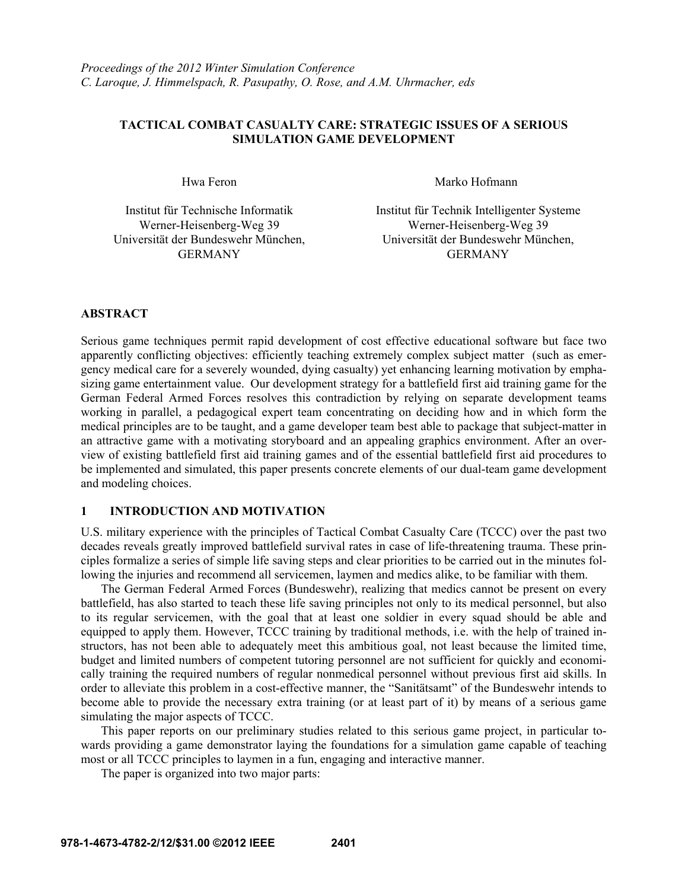*Proceedings of the 2012 Winter Simulation Conference*
*C. Laroque, J. Himmelspach, R. Pasupathy, O. Rose, and A.M. Uhrmacher, eds*

# TACTICAL COMBAT CASUALTY CARE: STRATEGIC ISSUES OF A SERIOUS SIMULATION GAME DEVELOPMENT

Hwa Feron

Institut für Technische Informatik
Werner-Heisenberg-Weg 39
Universität der Bundeswehr München,
GERMANY

Marko Hofmann

Institut für Technik Intelligenter Systeme
Werner-Heisenberg-Weg 39
Universität der Bundeswehr München,
GERMANY

## ABSTRACT

Serious game techniques permit rapid development of cost effective educational software but face two apparently conflicting objectives: efficiently teaching extremely complex subject matter (such as emergency medical care for a severely wounded, dying casualty) yet enhancing learning motivation by emphasizing game entertainment value. Our development strategy for a battlefield first aid training game for the German Federal Armed Forces resolves this contradiction by relying on separate development teams working in parallel, a pedagogical expert team concentrating on deciding how and in which form the medical principles are to be taught, and a game developer team best able to package that subject-matter in an attractive game with a motivating storyboard and an appealing graphics environment. After an overview of existing battlefield first aid training games and of the essential battlefield first aid procedures to be implemented and simulated, this paper presents concrete elements of our dual-team game development and modeling choices.

## 1 INTRODUCTION AND MOTIVATION

U.S. military experience with the principles of Tactical Combat Casualty Care (TCCC) over the past two decades reveals greatly improved battlefield survival rates in case of life-threatening trauma. These principles formalize a series of simple life saving steps and clear priorities to be carried out in the minutes following the injuries and recommend all servicemen, laymen and medics alike, to be familiar with them.

The German Federal Armed Forces (Bundeswehr), realizing that medics cannot be present on every battlefield, has also started to teach these life saving principles not only to its medical personnel, but also to its regular servicemen, with the goal that at least one soldier in every squad should be able and equipped to apply them. However, TCCC training by traditional methods, i.e. with the help of trained instructors, has not been able to adequately meet this ambitious goal, not least because the limited time, budget and limited numbers of competent tutoring personnel are not sufficient for quickly and economically training the required numbers of regular nonmedical personnel without previous first aid skills. In order to alleviate this problem in a cost-effective manner, the "Sanitätsamt" of the Bundeswehr intends to become able to provide the necessary extra training (or at least part of it) by means of a serious game simulating the major aspects of TCCC.

This paper reports on our preliminary studies related to this serious game project, in particular towards providing a game demonstrator laying the foundations for a simulation game capable of teaching most or all TCCC principles to laymen in a fun, engaging and interactive manner.

The paper is organized into two major parts: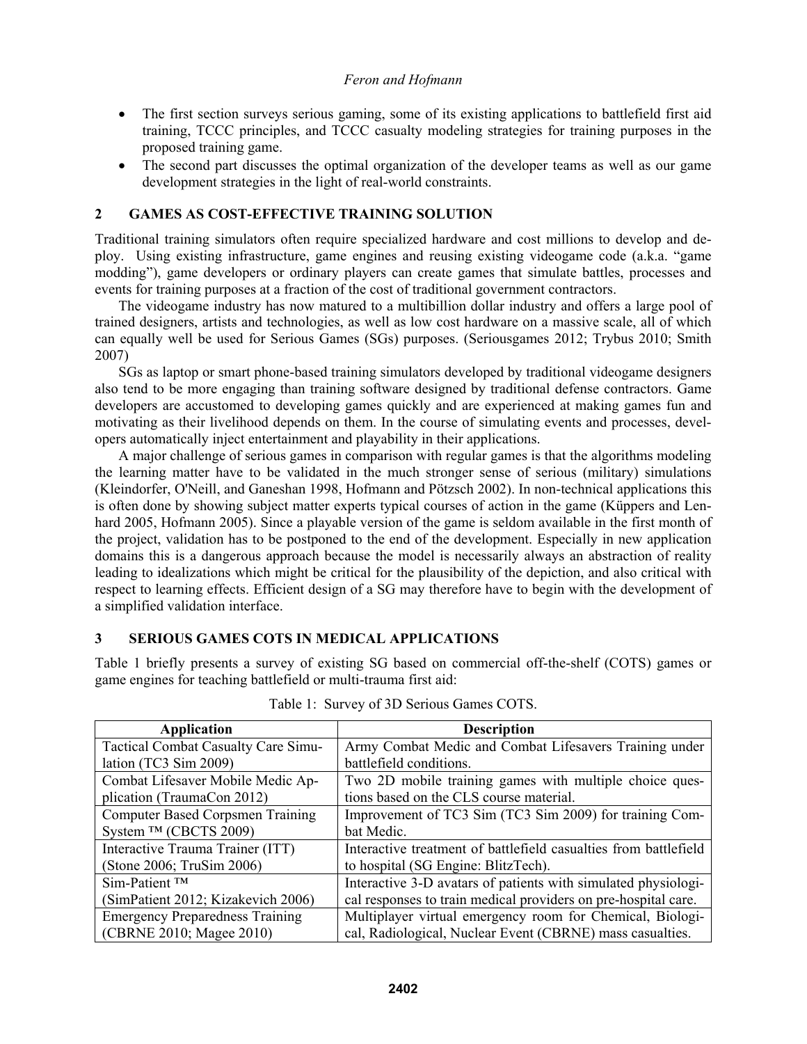- The first section surveys serious gaming, some of its existing applications to battlefield first aid training, TCCC principles, and TCCC casualty modeling strategies for training purposes in the proposed training game.
- The second part discusses the optimal organization of the developer teams as well as our game development strategies in the light of real-world constraints.

## 2 GAMES AS COST-EFFECTIVE TRAINING SOLUTION

Traditional training simulators often require specialized hardware and cost millions to develop and deploy. Using existing infrastructure, game engines and reusing existing videogame code (a.k.a. "game modding"), game developers or ordinary players can create games that simulate battles, processes and events for training purposes at a fraction of the cost of traditional government contractors.

The videogame industry has now matured to a multibillion dollar industry and offers a large pool of trained designers, artists and technologies, as well as low cost hardware on a massive scale, all of which can equally well be used for Serious Games (SGs) purposes. (Seriousgames 2012; Trybus 2010; Smith 2007)

SGs as laptop or smart phone-based training simulators developed by traditional videogame designers also tend to be more engaging than training software designed by traditional defense contractors. Game developers are accustomed to developing games quickly and are experienced at making games fun and motivating as their livelihood depends on them. In the course of simulating events and processes, developers automatically inject entertainment and playability in their applications.

A major challenge of serious games in comparison with regular games is that the algorithms modeling the learning matter have to be validated in the much stronger sense of serious (military) simulations (Kleindorfer, O'Neill, and Ganeshan 1998, Hofmann and Pötzsch 2002). In non-technical applications this is often done by showing subject matter experts typical courses of action in the game (Küppers and Lenhard 2005, Hofmann 2005). Since a playable version of the game is seldom available in the first month of the project, validation has to be postponed to the end of the development. Especially in new application domains this is a dangerous approach because the model is necessarily always an abstraction of reality leading to idealizations which might be critical for the plausibility of the depiction, and also critical with respect to learning effects. Efficient design of a SG may therefore have to begin with the development of a simplified validation interface.

## 3 SERIOUS GAMES COTS IN MEDICAL APPLICATIONS

Table 1 briefly presents a survey of existing SG based on commercial off-the-shelf (COTS) games or game engines for teaching battlefield or multi-trauma first aid:

Table 1: Survey of 3D Serious Games COTS.

| Application | Description |
|---|---|
| Tactical Combat Casualty Care Simulation (TC3 Sim 2009) | Army Combat Medic and Combat Lifesavers Training under battlefield conditions. |
| Combat Lifesaver Mobile Medic Application (TraumaCon 2012) | Two 2D mobile training games with multiple choice questions based on the CLS course material. |
| Computer Based Corpsmen Training System ™ (CBCTS 2009) | Improvement of TC3 Sim (TC3 Sim 2009) for training Combat Medic. |
| Interactive Trauma Trainer (ITT) (Stone 2006; TruSim 2006) | Interactive treatment of battlefield casualties from battlefield to hospital (SG Engine: BlitzTech). |
| Sim-Patient ™ (SimPatient 2012; Kizakevich 2006) | Interactive 3-D avatars of patients with simulated physiological responses to train medical providers on pre-hospital care. |
| Emergency Preparedness Training (CBRNE 2010; Magee 2010) | Multiplayer virtual emergency room for Chemical, Biological, Radiological, Nuclear Event (CBRNE) mass casualties. |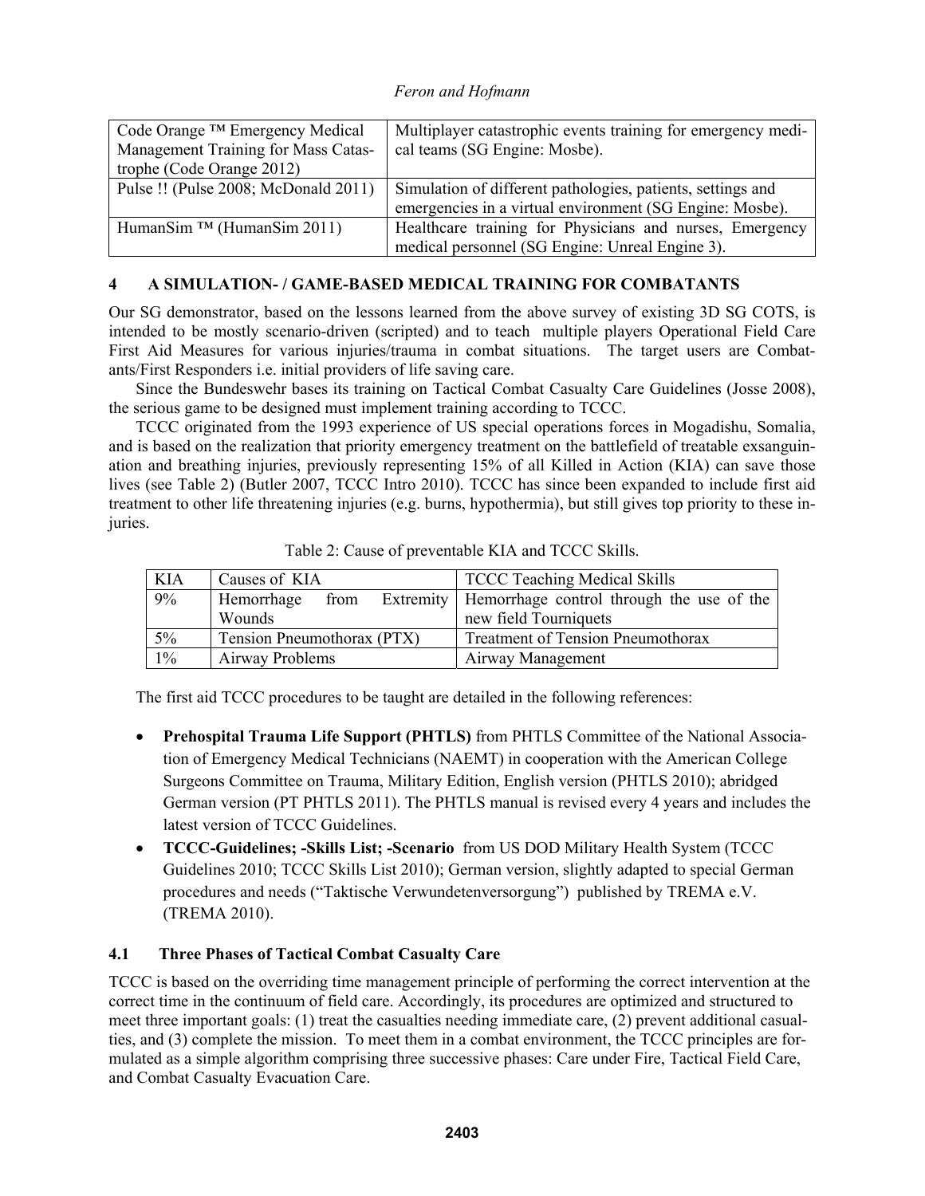| Code Orange ™ Emergency Medical Management Training for Mass Catastrophe (Code Orange 2012) | Multiplayer catastrophic events training for emergency medical teams (SG Engine: Mosbe). |
| --- | --- |
| Pulse !! (Pulse 2008; McDonald 2011) | Simulation of different pathologies, patients, settings and emergencies in a virtual environment (SG Engine: Mosbe). |
| HumanSim ™ (HumanSim 2011) | Healthcare training for Physicians and nurses, Emergency medical personnel (SG Engine: Unreal Engine 3). |

## 4 A SIMULATION- / GAME-BASED MEDICAL TRAINING FOR COMBATANTS

Our SG demonstrator, based on the lessons learned from the above survey of existing 3D SG COTS, is intended to be mostly scenario-driven (scripted) and to teach multiple players Operational Field Care First Aid Measures for various injuries/trauma in combat situations. The target users are Combatants/First Responders i.e. initial providers of life saving care.

Since the Bundeswehr bases its training on Tactical Combat Casualty Care Guidelines (Josse 2008), the serious game to be designed must implement training according to TCCC.

TCCC originated from the 1993 experience of US special operations forces in Mogadishu, Somalia, and is based on the realization that priority emergency treatment on the battlefield of treatable exsanguination and breathing injuries, previously representing 15% of all Killed in Action (KIA) can save those lives (see Table 2) (Butler 2007, TCCC Intro 2010). TCCC has since been expanded to include first aid treatment to other life threatening injuries (e.g. burns, hypothermia), but still gives top priority to these injuries.

Table 2: Cause of preventable KIA and TCCC Skills.

| KIA | Causes of KIA | TCCC Teaching Medical Skills |
| --- | --- | --- |
| 9% | Hemorrhage from Extremity Wounds | Hemorrhage control through the use of the new field Tourniquets |
| 5% | Tension Pneumothorax (PTX) | Treatment of Tension Pneumothorax |
| 1% | Airway Problems | Airway Management |

The first aid TCCC procedures to be taught are detailed in the following references:

- **Prehospital Trauma Life Support (PHTLS)** from PHTLS Committee of the National Association of Emergency Medical Technicians (NAEMT) in cooperation with the American College Surgeons Committee on Trauma, Military Edition, English version (PHTLS 2010); abridged German version (PT PHTLS 2011). The PHTLS manual is revised every 4 years and includes the latest version of TCCC Guidelines.
- **TCCC-Guidelines; -Skills List; -Scenario** from US DOD Military Health System (TCCC Guidelines 2010; TCCC Skills List 2010); German version, slightly adapted to special German procedures and needs ("Taktische Verwundetenversorgung") published by TREMA e.V. (TREMA 2010).

### 4.1 Three Phases of Tactical Combat Casualty Care

TCCC is based on the overriding time management principle of performing the correct intervention at the correct time in the continuum of field care. Accordingly, its procedures are optimized and structured to meet three important goals: (1) treat the casualties needing immediate care, (2) prevent additional casualties, and (3) complete the mission. To meet them in a combat environment, the TCCC principles are formulated as a simple algorithm comprising three successive phases: Care under Fire, Tactical Field Care, and Combat Casualty Evacuation Care.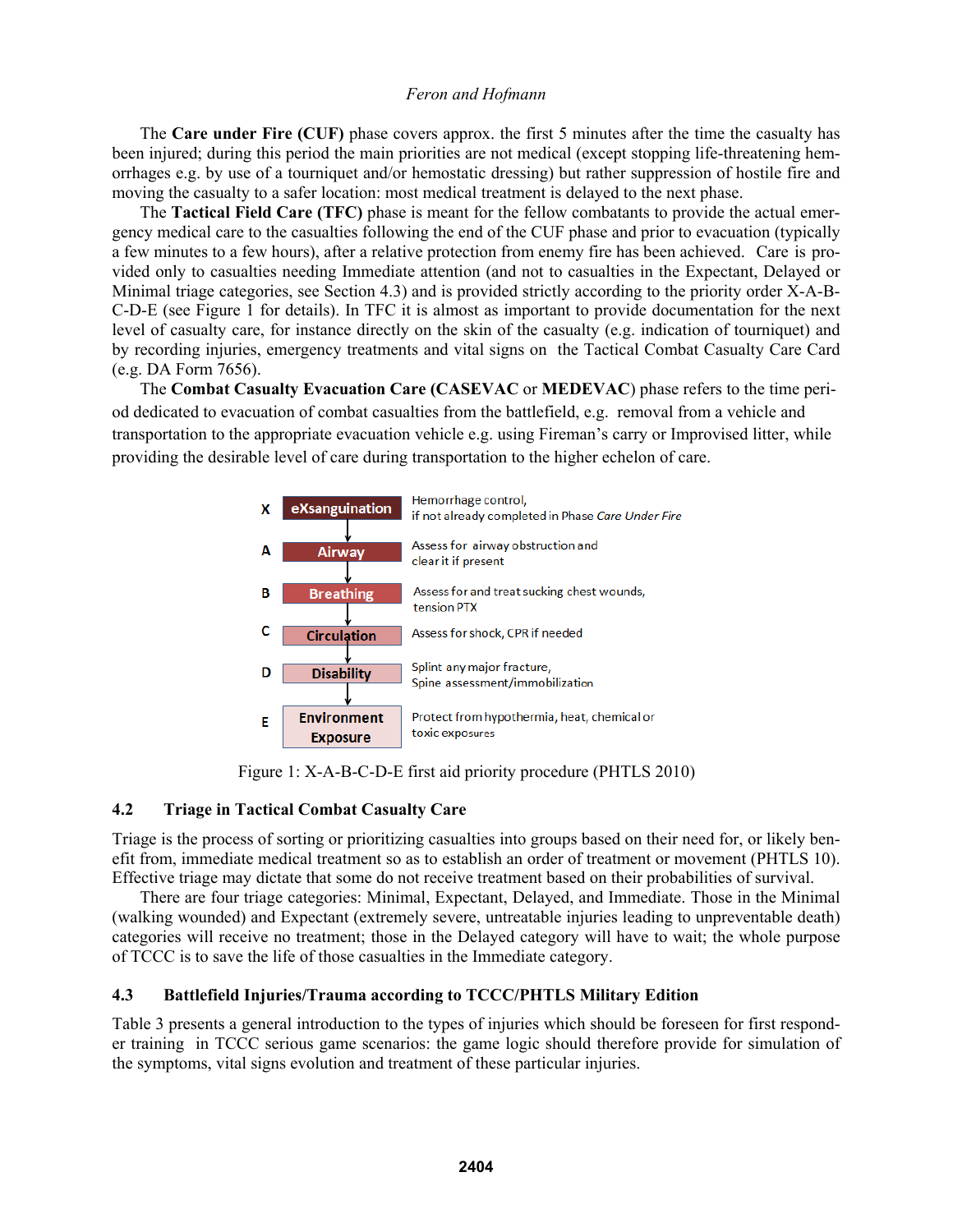The **Care under Fire (CUF)** phase covers approx. the first 5 minutes after the time the casualty has been injured; during this period the main priorities are not medical (except stopping life-threatening hemorrhages e.g. by use of a tourniquet and/or hemostatic dressing) but rather suppression of hostile fire and moving the casualty to a safer location: most medical treatment is delayed to the next phase.

The **Tactical Field Care (TFC)** phase is meant for the fellow combatants to provide the actual emergency medical care to the casualties following the end of the CUF phase and prior to evacuation (typically a few minutes to a few hours), after a relative protection from enemy fire has been achieved. Care is provided only to casualties needing Immediate attention (and not to casualties in the Expectant, Delayed or Minimal triage categories, see Section 4.3) and is provided strictly according to the priority order X-A-B-C-D-E (see Figure 1 for details). In TFC it is almost as important to provide documentation for the next level of casualty care, for instance directly on the skin of the casualty (e.g. indication of tourniquet) and by recording injuries, emergency treatments and vital signs on the Tactical Combat Casualty Care Card (e.g. DA Form 7656).

The **Combat Casualty Evacuation Care (CASEVAC** or **MEDEVAC**) phase refers to the time period dedicated to evacuation of combat casualties from the battlefield, e.g. removal from a vehicle and transportation to the appropriate evacuation vehicle e.g. using Fireman's carry or Improvised litter, while providing the desirable level of care during transportation to the higher echelon of care.

| | Step | Action |
|---|---|---|
| X | eXsanguination | Hemorrhage control, if not already completed in Phase *Care Under Fire* |
| A | Airway | Assess for airway obstruction and clear it if present |
| B | Breathing | Assess for and treat sucking chest wounds, tension PTX |
| C | Circulation | Assess for shock, CPR if needed |
| D | Disability | Splint any major fracture, Spine assessment/immobilization |
| E | Environment Exposure | Protect from hypothermia, heat, chemical or toxic exposures |

Figure 1: X-A-B-C-D-E first aid priority procedure (PHTLS 2010)

### 4.2 Triage in Tactical Combat Casualty Care

Triage is the process of sorting or prioritizing casualties into groups based on their need for, or likely benefit from, immediate medical treatment so as to establish an order of treatment or movement (PHTLS 10). Effective triage may dictate that some do not receive treatment based on their probabilities of survival.

There are four triage categories: Minimal, Expectant, Delayed, and Immediate. Those in the Minimal (walking wounded) and Expectant (extremely severe, untreatable injuries leading to unpreventable death) categories will receive no treatment; those in the Delayed category will have to wait; the whole purpose of TCCC is to save the life of those casualties in the Immediate category.

### 4.3 Battlefield Injuries/Trauma according to TCCC/PHTLS Military Edition

Table 3 presents a general introduction to the types of injuries which should be foreseen for first responder training in TCCC serious game scenarios: the game logic should therefore provide for simulation of the symptoms, vital signs evolution and treatment of these particular injuries.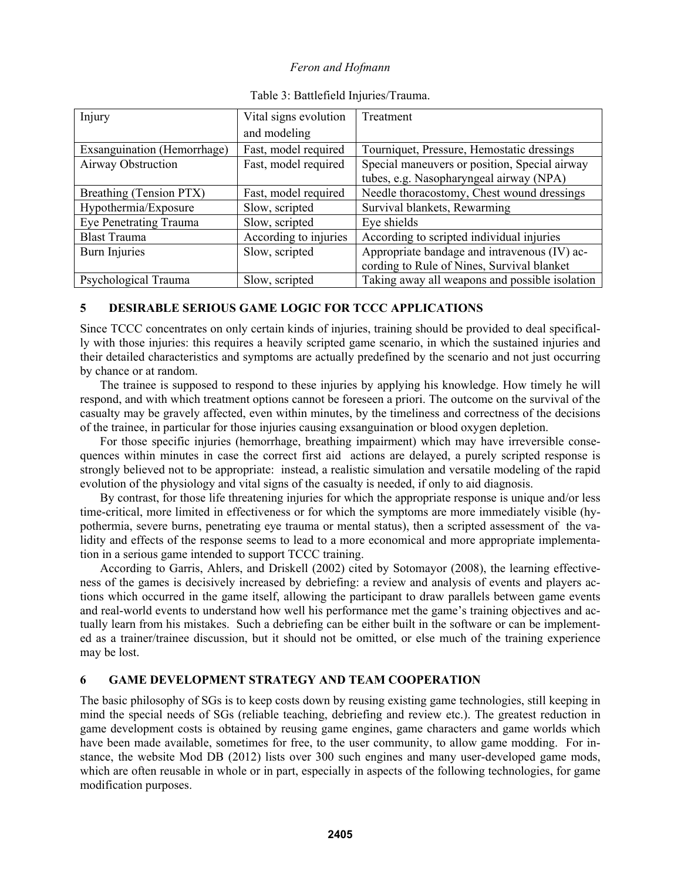Table 3: Battlefield Injuries/Trauma.

| Injury | Vital signs evolution and modeling | Treatment |
|---|---|---|
| Exsanguination (Hemorrhage) | Fast, model required | Tourniquet, Pressure, Hemostatic dressings |
| Airway Obstruction | Fast, model required | Special maneuvers or position, Special airway tubes, e.g. Nasopharyngeal airway (NPA) |
| Breathing (Tension PTX) | Fast, model required | Needle thoracostomy, Chest wound dressings |
| Hypothermia/Exposure | Slow, scripted | Survival blankets, Rewarming |
| Eye Penetrating Trauma | Slow, scripted | Eye shields |
| Blast Trauma | According to injuries | According to scripted individual injuries |
| Burn Injuries | Slow, scripted | Appropriate bandage and intravenous (IV) according to Rule of Nines, Survival blanket |
| Psychological Trauma | Slow, scripted | Taking away all weapons and possible isolation |

## 5 DESIRABLE SERIOUS GAME LOGIC FOR TCCC APPLICATIONS

Since TCCC concentrates on only certain kinds of injuries, training should be provided to deal specifically with those injuries: this requires a heavily scripted game scenario, in which the sustained injuries and their detailed characteristics and symptoms are actually predefined by the scenario and not just occurring by chance or at random.

The trainee is supposed to respond to these injuries by applying his knowledge. How timely he will respond, and with which treatment options cannot be foreseen a priori. The outcome on the survival of the casualty may be gravely affected, even within minutes, by the timeliness and correctness of the decisions of the trainee, in particular for those injuries causing exsanguination or blood oxygen depletion.

For those specific injuries (hemorrhage, breathing impairment) which may have irreversible consequences within minutes in case the correct first aid actions are delayed, a purely scripted response is strongly believed not to be appropriate: instead, a realistic simulation and versatile modeling of the rapid evolution of the physiology and vital signs of the casualty is needed, if only to aid diagnosis.

By contrast, for those life threatening injuries for which the appropriate response is unique and/or less time-critical, more limited in effectiveness or for which the symptoms are more immediately visible (hypothermia, severe burns, penetrating eye trauma or mental status), then a scripted assessment of the validity and effects of the response seems to lead to a more economical and more appropriate implementation in a serious game intended to support TCCC training.

According to Garris, Ahlers, and Driskell (2002) cited by Sotomayor (2008), the learning effectiveness of the games is decisively increased by debriefing: a review and analysis of events and players actions which occurred in the game itself, allowing the participant to draw parallels between game events and real-world events to understand how well his performance met the game's training objectives and actually learn from his mistakes. Such a debriefing can be either built in the software or can be implemented as a trainer/trainee discussion, but it should not be omitted, or else much of the training experience may be lost.

## 6 GAME DEVELOPMENT STRATEGY AND TEAM COOPERATION

The basic philosophy of SGs is to keep costs down by reusing existing game technologies, still keeping in mind the special needs of SGs (reliable teaching, debriefing and review etc.). The greatest reduction in game development costs is obtained by reusing game engines, game characters and game worlds which have been made available, sometimes for free, to the user community, to allow game modding. For instance, the website Mod DB (2012) lists over 300 such engines and many user-developed game mods, which are often reusable in whole or in part, especially in aspects of the following technologies, for game modification purposes.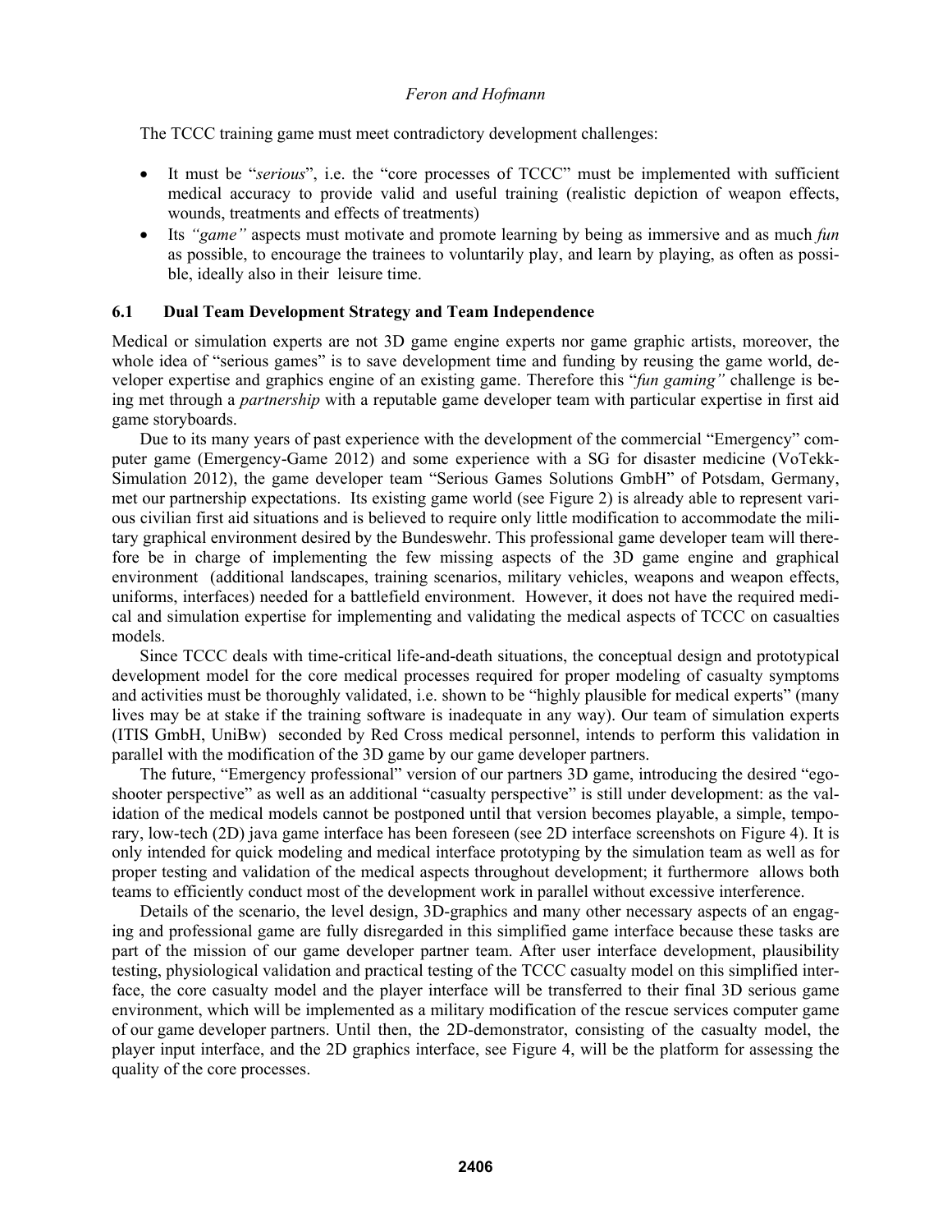The TCCC training game must meet contradictory development challenges:

- It must be "*serious*", i.e. the "core processes of TCCC" must be implemented with sufficient medical accuracy to provide valid and useful training (realistic depiction of weapon effects, wounds, treatments and effects of treatments)
- Its *"game"* aspects must motivate and promote learning by being as immersive and as much *fun* as possible, to encourage the trainees to voluntarily play, and learn by playing, as often as possible, ideally also in their leisure time.

### 6.1 Dual Team Development Strategy and Team Independence

Medical or simulation experts are not 3D game engine experts nor game graphic artists, moreover, the whole idea of "serious games" is to save development time and funding by reusing the game world, developer expertise and graphics engine of an existing game. Therefore this "*fun gaming"* challenge is being met through a *partnership* with a reputable game developer team with particular expertise in first aid game storyboards.

Due to its many years of past experience with the development of the commercial "Emergency" computer game (Emergency-Game 2012) and some experience with a SG for disaster medicine (VoTekk-Simulation 2012), the game developer team "Serious Games Solutions GmbH" of Potsdam, Germany, met our partnership expectations. Its existing game world (see Figure 2) is already able to represent various civilian first aid situations and is believed to require only little modification to accommodate the military graphical environment desired by the Bundeswehr. This professional game developer team will therefore be in charge of implementing the few missing aspects of the 3D game engine and graphical environment (additional landscapes, training scenarios, military vehicles, weapons and weapon effects, uniforms, interfaces) needed for a battlefield environment. However, it does not have the required medical and simulation expertise for implementing and validating the medical aspects of TCCC on casualties models.

Since TCCC deals with time-critical life-and-death situations, the conceptual design and prototypical development model for the core medical processes required for proper modeling of casualty symptoms and activities must be thoroughly validated, i.e. shown to be "highly plausible for medical experts" (many lives may be at stake if the training software is inadequate in any way). Our team of simulation experts (ITIS GmbH, UniBw) seconded by Red Cross medical personnel, intends to perform this validation in parallel with the modification of the 3D game by our game developer partners.

The future, "Emergency professional" version of our partners 3D game, introducing the desired "ego-shooter perspective" as well as an additional "casualty perspective" is still under development: as the validation of the medical models cannot be postponed until that version becomes playable, a simple, temporary, low-tech (2D) java game interface has been foreseen (see 2D interface screenshots on Figure 4). It is only intended for quick modeling and medical interface prototyping by the simulation team as well as for proper testing and validation of the medical aspects throughout development; it furthermore allows both teams to efficiently conduct most of the development work in parallel without excessive interference.

Details of the scenario, the level design, 3D-graphics and many other necessary aspects of an engaging and professional game are fully disregarded in this simplified game interface because these tasks are part of the mission of our game developer partner team. After user interface development, plausibility testing, physiological validation and practical testing of the TCCC casualty model on this simplified interface, the core casualty model and the player interface will be transferred to their final 3D serious game environment, which will be implemented as a military modification of the rescue services computer game of our game developer partners. Until then, the 2D-demonstrator, consisting of the casualty model, the player input interface, and the 2D graphics interface, see Figure 4, will be the platform for assessing the quality of the core processes.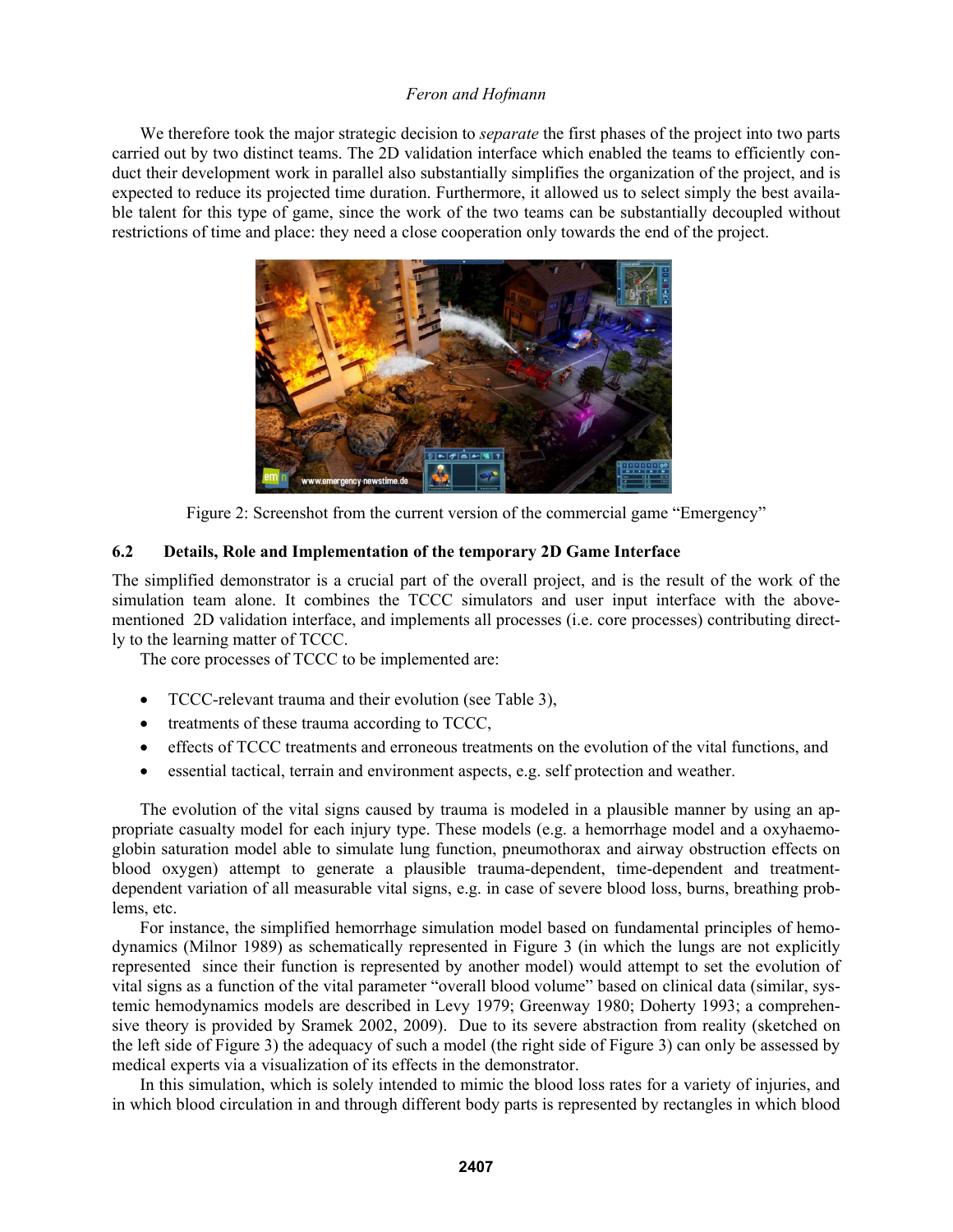We therefore took the major strategic decision to *separate* the first phases of the project into two parts carried out by two distinct teams. The 2D validation interface which enabled the teams to efficiently conduct their development work in parallel also substantially simplifies the organization of the project, and is expected to reduce its projected time duration. Furthermore, it allowed us to select simply the best available talent for this type of game, since the work of the two teams can be substantially decoupled without restrictions of time and place: they need a close cooperation only towards the end of the project.

Figure 2: Screenshot from the current version of the commercial game "Emergency"

### 6.2 Details, Role and Implementation of the temporary 2D Game Interface

The simplified demonstrator is a crucial part of the overall project, and is the result of the work of the simulation team alone. It combines the TCCC simulators and user input interface with the above-mentioned 2D validation interface, and implements all processes (i.e. core processes) contributing directly to the learning matter of TCCC.

The core processes of TCCC to be implemented are:

- TCCC-relevant trauma and their evolution (see Table 3),
- treatments of these trauma according to TCCC,
- effects of TCCC treatments and erroneous treatments on the evolution of the vital functions, and
- essential tactical, terrain and environment aspects, e.g. self protection and weather.

The evolution of the vital signs caused by trauma is modeled in a plausible manner by using an appropriate casualty model for each injury type. These models (e.g. a hemorrhage model and a oxyhaemoglobin saturation model able to simulate lung function, pneumothorax and airway obstruction effects on blood oxygen) attempt to generate a plausible trauma-dependent, time-dependent and treatment-dependent variation of all measurable vital signs, e.g. in case of severe blood loss, burns, breathing problems, etc.

For instance, the simplified hemorrhage simulation model based on fundamental principles of hemodynamics (Milnor 1989) as schematically represented in Figure 3 (in which the lungs are not explicitly represented since their function is represented by another model) would attempt to set the evolution of vital signs as a function of the vital parameter "overall blood volume" based on clinical data (similar, systemic hemodynamics models are described in Levy 1979; Greenway 1980; Doherty 1993; a comprehensive theory is provided by Sramek 2002, 2009). Due to its severe abstraction from reality (sketched on the left side of Figure 3) the adequacy of such a model (the right side of Figure 3) can only be assessed by medical experts via a visualization of its effects in the demonstrator.

In this simulation, which is solely intended to mimic the blood loss rates for a variety of injuries, and in which blood circulation in and through different body parts is represented by rectangles in which blood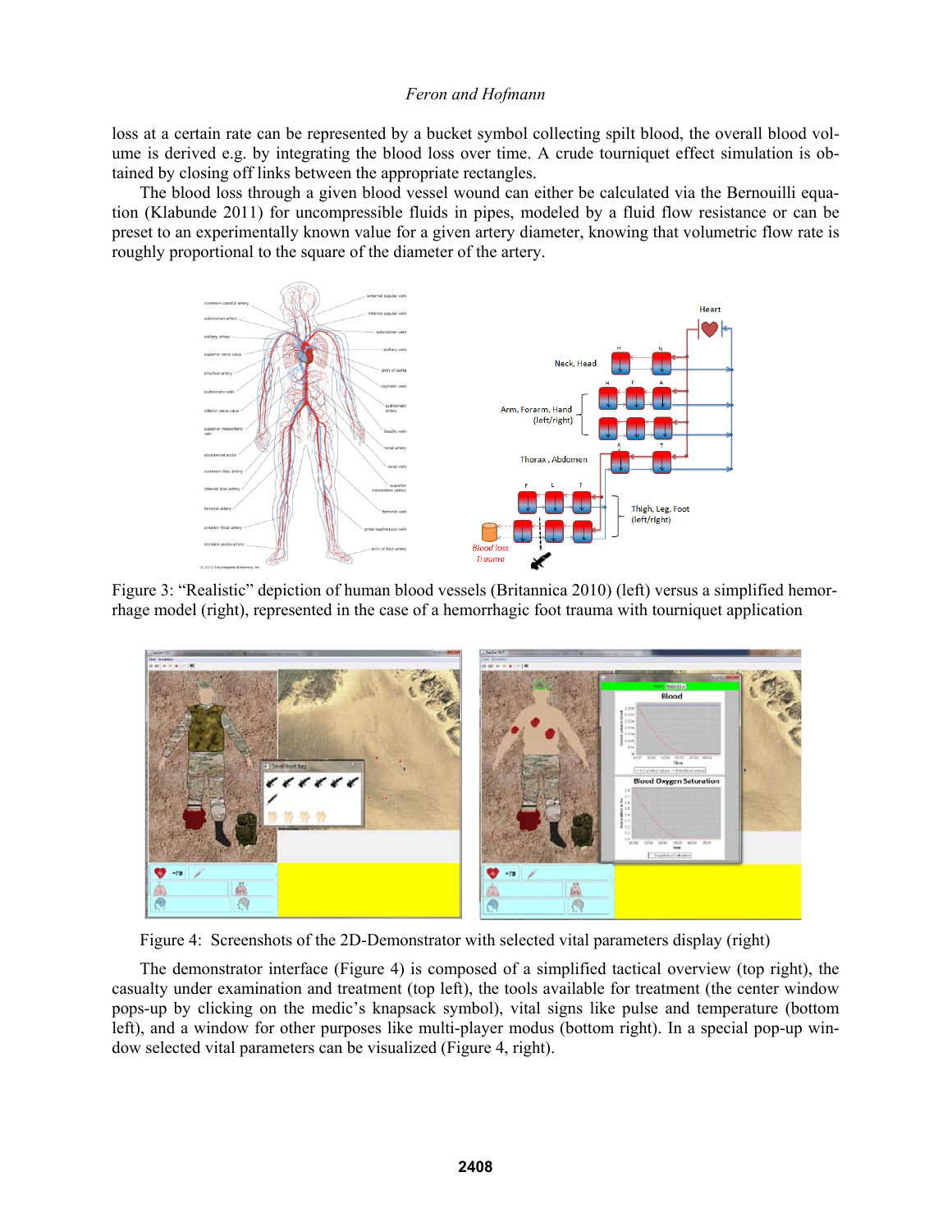loss at a certain rate can be represented by a bucket symbol collecting spilt blood, the overall blood volume is derived e.g. by integrating the blood loss over time. A crude tourniquet effect simulation is obtained by closing off links between the appropriate rectangles.

The blood loss through a given blood vessel wound can either be calculated via the Bernouilli equation (Klabunde 2011) for uncompressible fluids in pipes, modeled by a fluid flow resistance or can be preset to an experimentally known value for a given artery diameter, knowing that volumetric flow rate is roughly proportional to the square of the diameter of the artery.

Figure 3: "Realistic" depiction of human blood vessels (Britannica 2010) (left) versus a simplified hemorrhage model (right), represented in the case of a hemorrhagic foot trauma with tourniquet application

Figure 4: Screenshots of the 2D-Demonstrator with selected vital parameters display (right)

The demonstrator interface (Figure 4) is composed of a simplified tactical overview (top right), the casualty under examination and treatment (top left), the tools available for treatment (the center window pops-up by clicking on the medic's knapsack symbol), vital signs like pulse and temperature (bottom left), and a window for other purposes like multi-player modus (bottom right). In a special pop-up window selected vital parameters can be visualized (Figure 4, right).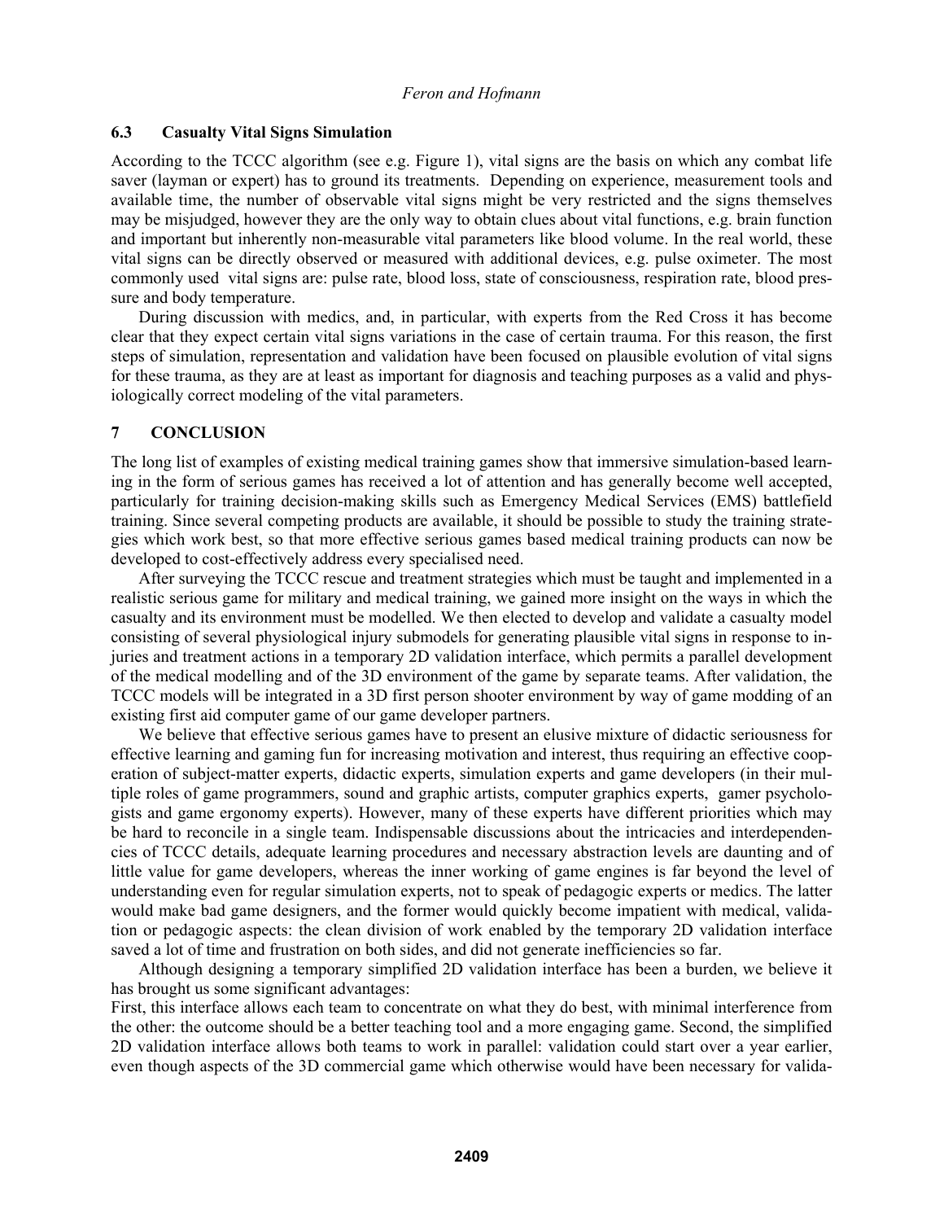### 6.3 Casualty Vital Signs Simulation

According to the TCCC algorithm (see e.g. Figure 1), vital signs are the basis on which any combat life saver (layman or expert) has to ground its treatments. Depending on experience, measurement tools and available time, the number of observable vital signs might be very restricted and the signs themselves may be misjudged, however they are the only way to obtain clues about vital functions, e.g. brain function and important but inherently non-measurable vital parameters like blood volume. In the real world, these vital signs can be directly observed or measured with additional devices, e.g. pulse oximeter. The most commonly used vital signs are: pulse rate, blood loss, state of consciousness, respiration rate, blood pressure and body temperature.

During discussion with medics, and, in particular, with experts from the Red Cross it has become clear that they expect certain vital signs variations in the case of certain trauma. For this reason, the first steps of simulation, representation and validation have been focused on plausible evolution of vital signs for these trauma, as they are at least as important for diagnosis and teaching purposes as a valid and physiologically correct modeling of the vital parameters.

## 7 CONCLUSION

The long list of examples of existing medical training games show that immersive simulation-based learning in the form of serious games has received a lot of attention and has generally become well accepted, particularly for training decision-making skills such as Emergency Medical Services (EMS) battlefield training. Since several competing products are available, it should be possible to study the training strategies which work best, so that more effective serious games based medical training products can now be developed to cost-effectively address every specialised need.

After surveying the TCCC rescue and treatment strategies which must be taught and implemented in a realistic serious game for military and medical training, we gained more insight on the ways in which the casualty and its environment must be modelled. We then elected to develop and validate a casualty model consisting of several physiological injury submodels for generating plausible vital signs in response to injuries and treatment actions in a temporary 2D validation interface, which permits a parallel development of the medical modelling and of the 3D environment of the game by separate teams. After validation, the TCCC models will be integrated in a 3D first person shooter environment by way of game modding of an existing first aid computer game of our game developer partners.

We believe that effective serious games have to present an elusive mixture of didactic seriousness for effective learning and gaming fun for increasing motivation and interest, thus requiring an effective cooperation of subject-matter experts, didactic experts, simulation experts and game developers (in their multiple roles of game programmers, sound and graphic artists, computer graphics experts, gamer psychologists and game ergonomy experts). However, many of these experts have different priorities which may be hard to reconcile in a single team. Indispensable discussions about the intricacies and interdependencies of TCCC details, adequate learning procedures and necessary abstraction levels are daunting and of little value for game developers, whereas the inner working of game engines is far beyond the level of understanding even for regular simulation experts, not to speak of pedagogic experts or medics. The latter would make bad game designers, and the former would quickly become impatient with medical, validation or pedagogic aspects: the clean division of work enabled by the temporary 2D validation interface saved a lot of time and frustration on both sides, and did not generate inefficiencies so far.

Although designing a temporary simplified 2D validation interface has been a burden, we believe it has brought us some significant advantages:

First, this interface allows each team to concentrate on what they do best, with minimal interference from the other: the outcome should be a better teaching tool and a more engaging game. Second, the simplified 2D validation interface allows both teams to work in parallel: validation could start over a year earlier, even though aspects of the 3D commercial game which otherwise would have been necessary for valida-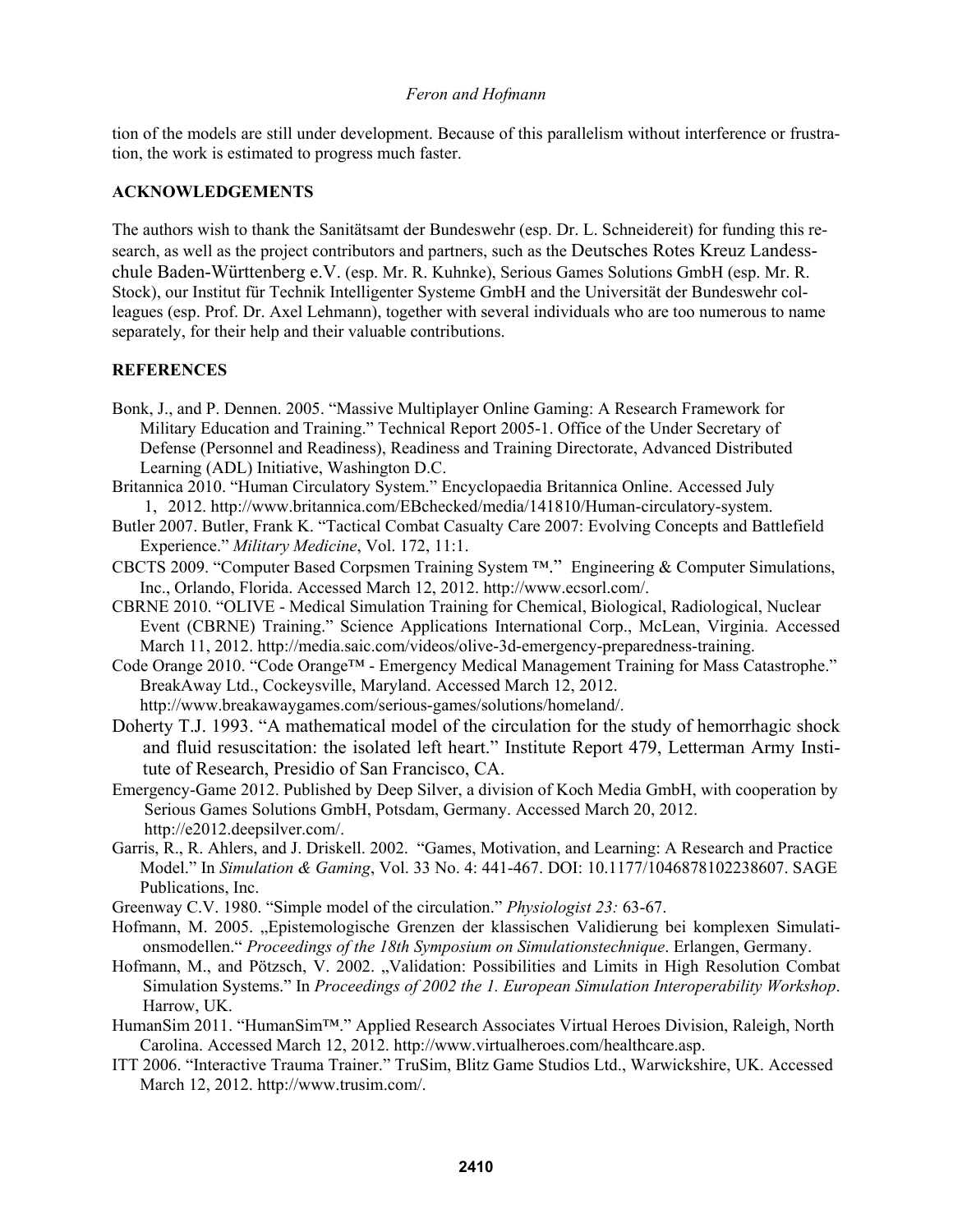tion of the models are still under development. Because of this parallelism without interference or frustration, the work is estimated to progress much faster.

## ACKNOWLEDGEMENTS

The authors wish to thank the Sanitätsamt der Bundeswehr (esp. Dr. L. Schneidereit) for funding this research, as well as the project contributors and partners, such as the Deutsches Rotes Kreuz Landesschule Baden-Württenberg e.V. (esp. Mr. R. Kuhnke), Serious Games Solutions GmbH (esp. Mr. R. Stock), our Institut für Technik Intelligenter Systeme GmbH and the Universität der Bundeswehr colleagues (esp. Prof. Dr. Axel Lehmann), together with several individuals who are too numerous to name separately, for their help and their valuable contributions.

## REFERENCES

Bonk, J., and P. Dennen. 2005. "Massive Multiplayer Online Gaming: A Research Framework for Military Education and Training." Technical Report 2005-1. Office of the Under Secretary of Defense (Personnel and Readiness), Readiness and Training Directorate, Advanced Distributed Learning (ADL) Initiative, Washington D.C.

Britannica 2010. "Human Circulatory System." Encyclopaedia Britannica Online. Accessed July 1, 2012. http://www.britannica.com/EBchecked/media/141810/Human-circulatory-system.

Butler 2007. Butler, Frank K. "Tactical Combat Casualty Care 2007: Evolving Concepts and Battlefield Experience." *Military Medicine*, Vol. 172, 11:1.

CBCTS 2009. "Computer Based Corpsmen Training System ™." Engineering & Computer Simulations, Inc., Orlando, Florida. Accessed March 12, 2012. http://www.ecsorl.com/.

CBRNE 2010. "OLIVE - Medical Simulation Training for Chemical, Biological, Radiological, Nuclear Event (CBRNE) Training." Science Applications International Corp., McLean, Virginia. Accessed March 11, 2012. http://media.saic.com/videos/olive-3d-emergency-preparedness-training.

Code Orange 2010. "Code Orange™ - Emergency Medical Management Training for Mass Catastrophe." BreakAway Ltd., Cockeysville, Maryland. Accessed March 12, 2012. http://www.breakawaygames.com/serious-games/solutions/homeland/.

Doherty T.J. 1993. "A mathematical model of the circulation for the study of hemorrhagic shock and fluid resuscitation: the isolated left heart." Institute Report 479, Letterman Army Institute of Research, Presidio of San Francisco, CA.

Emergency-Game 2012. Published by Deep Silver, a division of Koch Media GmbH, with cooperation by Serious Games Solutions GmbH, Potsdam, Germany. Accessed March 20, 2012. http://e2012.deepsilver.com/.

Garris, R., R. Ahlers, and J. Driskell. 2002. "Games, Motivation, and Learning: A Research and Practice Model." In *Simulation & Gaming*, Vol. 33 No. 4: 441-467. DOI: 10.1177/1046878102238607. SAGE Publications, Inc.

Greenway C.V. 1980. "Simple model of the circulation." *Physiologist 23:* 63-67.

Hofmann, M. 2005. „Epistemologische Grenzen der klassischen Validierung bei komplexen Simulationsmodellen." *Proceedings of the 18th Symposium on Simulationstechnique*. Erlangen, Germany.

Hofmann, M., and Pötzsch, V. 2002. „Validation: Possibilities and Limits in High Resolution Combat Simulation Systems." In *Proceedings of 2002 the 1. European Simulation Interoperability Workshop*. Harrow, UK.

HumanSim 2011. "HumanSim™." Applied Research Associates Virtual Heroes Division, Raleigh, North Carolina. Accessed March 12, 2012. http://www.virtualheroes.com/healthcare.asp.

ITT 2006. "Interactive Trauma Trainer." TruSim, Blitz Game Studios Ltd., Warwickshire, UK. Accessed March 12, 2012. http://www.trusim.com/.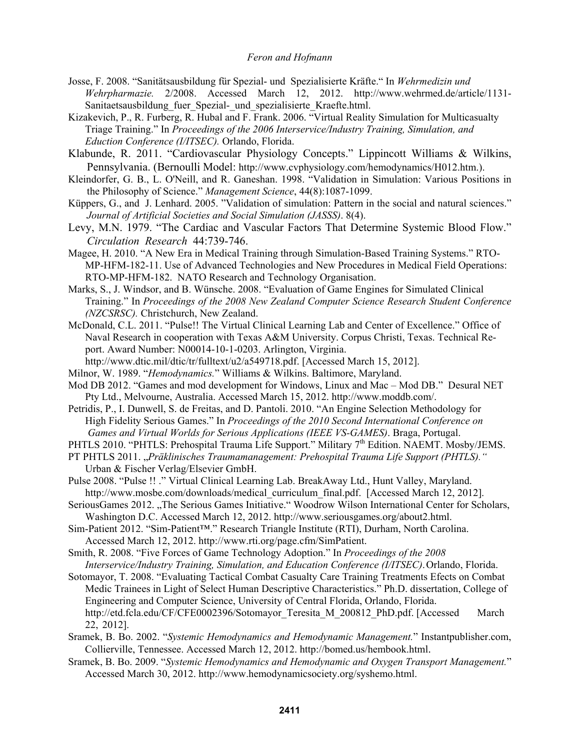Josse, F. 2008. "Sanitätsausbildung für Spezial- und Spezialisierte Kräfte." In *Wehrmedizin und Wehrpharmazie.* 2/2008. Accessed March 12, 2012. http://www.wehrmed.de/article/1131-Sanitaetsausbildung_fuer_Spezial-_und_spezialisierte_Kraefte.html.

Kizakevich, P., R. Furberg, R. Hubal and F. Frank. 2006. "Virtual Reality Simulation for Multicasualty Triage Training." In *Proceedings of the 2006 Interservice/Industry Training, Simulation, and Eduction Conference (I/ITSEC).* Orlando, Florida.

Klabunde, R. 2011. "Cardiovascular Physiology Concepts." Lippincott Williams & Wilkins, Pennsylvania. (Bernoulli Model: http://www.cvphysiology.com/hemodynamics/H012.htm.).

Kleindorfer, G. B., L. O'Neill, and R. Ganeshan. 1998. "Validation in Simulation: Various Positions in the Philosophy of Science." *Management Science*, 44(8):1087-1099.

Küppers, G., and J. Lenhard. 2005. "Validation of simulation: Pattern in the social and natural sciences." *Journal of Artificial Societies and Social Simulation (JASSS)*. 8(4).

Levy, M.N. 1979. "The Cardiac and Vascular Factors That Determine Systemic Blood Flow." *Circulation Research* 44:739-746.

Magee, H. 2010. "A New Era in Medical Training through Simulation-Based Training Systems." RTO-MP-HFM-182-11. Use of Advanced Technologies and New Procedures in Medical Field Operations: RTO-MP-HFM-182. NATO Research and Technology Organisation.

Marks, S., J. Windsor, and B. Wünsche. 2008. "Evaluation of Game Engines for Simulated Clinical Training." In *Proceedings of the 2008 New Zealand Computer Science Research Student Conference (NZCSRSC).* Christchurch, New Zealand.

McDonald, C.L. 2011. "Pulse!! The Virtual Clinical Learning Lab and Center of Excellence." Office of Naval Research in cooperation with Texas A&M University. Corpus Christi, Texas. Technical Report. Award Number: N00014-10-1-0203. Arlington, Virginia. http://www.dtic.mil/dtic/tr/fulltext/u2/a549718.pdf. [Accessed March 15, 2012].

Milnor, W. 1989. "*Hemodynamics.*" Williams & Wilkins. Baltimore, Maryland.

Mod DB 2012. "Games and mod development for Windows, Linux and Mac – Mod DB." Desural NET Pty Ltd., Melvourne, Australia. Accessed March 15, 2012. http://www.moddb.com/.

Petridis, P., I. Dunwell, S. de Freitas, and D. Pantoli. 2010. "An Engine Selection Methodology for High Fidelity Serious Games." In *Proceedings of the 2010 Second International Conference on Games and Virtual Worlds for Serious Applications (IEEE VS-GAMES)*. Braga, Portugal.

PHTLS 2010. "PHTLS: Prehospital Trauma Life Support." Military 7th Edition. NAEMT. Mosby/JEMS.

PT PHTLS 2011. „*Präklinisches Traumamanagement: Prehospital Trauma Life Support (PHTLS).*" Urban & Fischer Verlag/Elsevier GmbH.

Pulse 2008. "Pulse !! ." Virtual Clinical Learning Lab. BreakAway Ltd., Hunt Valley, Maryland. http://www.mosbe.com/downloads/medical_curriculum_final.pdf. [Accessed March 12, 2012].

SeriousGames 2012. „The Serious Games Initiative." Woodrow Wilson International Center for Scholars, Washington D.C. Accessed March 12, 2012. http://www.seriousgames.org/about2.html.

Sim-Patient 2012. "Sim-Patient™." Research Triangle Institute (RTI), Durham, North Carolina. Accessed March 12, 2012. http://www.rti.org/page.cfm/SimPatient.

Smith, R. 2008. "Five Forces of Game Technology Adoption." In *Proceedings of the 2008 Interservice/Industry Training, Simulation, and Education Conference (I/ITSEC)*. Orlando, Florida.

Sotomayor, T. 2008. "Evaluating Tactical Combat Casualty Care Training Treatments Efects on Combat Medic Trainees in Light of Select Human Descriptive Characteristics." Ph.D. dissertation, College of Engineering and Computer Science, University of Central Florida, Orlando, Florida. http://etd.fcla.edu/CF/CFE0002396/Sotomayor_Teresita_M_200812_PhD.pdf. [Accessed March 22, 2012].

Sramek, B. Bo. 2002. "*Systemic Hemodynamics and Hemodynamic Management.*" Instantpublisher.com, Collierville, Tennessee. Accessed March 12, 2012. http://bomed.us/hembook.html.

Sramek, B. Bo. 2009. "*Systemic Hemodynamics and Hemodynamic and Oxygen Transport Management.*" Accessed March 30, 2012. http://www.hemodynamicsociety.org/syshemo.html.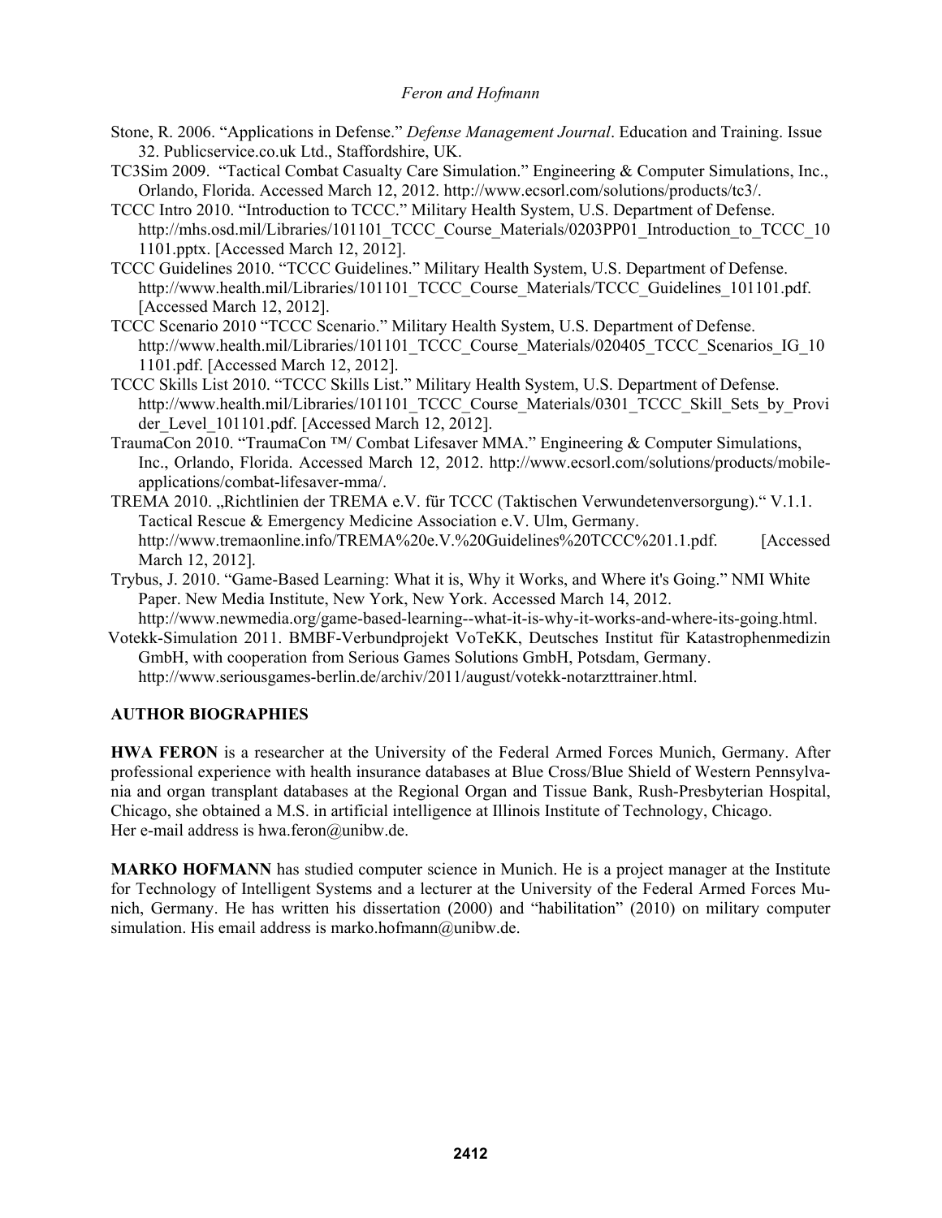Stone, R. 2006. "Applications in Defense." *Defense Management Journal*. Education and Training. Issue 32. Publicservice.co.uk Ltd., Staffordshire, UK.

TC3Sim 2009. "Tactical Combat Casualty Care Simulation." Engineering & Computer Simulations, Inc., Orlando, Florida. Accessed March 12, 2012. http://www.ecsorl.com/solutions/products/tc3/.

TCCC Intro 2010. "Introduction to TCCC." Military Health System, U.S. Department of Defense. http://mhs.osd.mil/Libraries/101101_TCCC_Course_Materials/0203PP01_Introduction_to_TCCC_101101.pptx. [Accessed March 12, 2012].

TCCC Guidelines 2010. "TCCC Guidelines." Military Health System, U.S. Department of Defense. http://www.health.mil/Libraries/101101_TCCC_Course_Materials/TCCC_Guidelines_101101.pdf. [Accessed March 12, 2012].

TCCC Scenario 2010 "TCCC Scenario." Military Health System, U.S. Department of Defense. http://www.health.mil/Libraries/101101_TCCC_Course_Materials/020405_TCCC_Scenarios_IG_101101.pdf. [Accessed March 12, 2012].

TCCC Skills List 2010. "TCCC Skills List." Military Health System, U.S. Department of Defense. http://www.health.mil/Libraries/101101_TCCC_Course_Materials/0301_TCCC_Skill_Sets_by_Provider_Level_101101.pdf. [Accessed March 12, 2012].

TraumaCon 2010. "TraumaCon ™/ Combat Lifesaver MMA." Engineering & Computer Simulations, Inc., Orlando, Florida. Accessed March 12, 2012. http://www.ecsorl.com/solutions/products/mobile-applications/combat-lifesaver-mma/.

TREMA 2010. „Richtlinien der TREMA e.V. für TCCC (Taktischen Verwundetenversorgung)." V.1.1. Tactical Rescue & Emergency Medicine Association e.V. Ulm, Germany. http://www.tremaonline.info/TREMA%20e.V.%20Guidelines%20TCCC%201.1.pdf. [Accessed March 12, 2012].

Trybus, J. 2010. "Game-Based Learning: What it is, Why it Works, and Where it's Going." NMI White Paper. New Media Institute, New York, New York. Accessed March 14, 2012. http://www.newmedia.org/game-based-learning--what-it-is-why-it-works-and-where-its-going.html.

Votekk-Simulation 2011. BMBF-Verbundprojekt VoTeKK, Deutsches Institut für Katastrophenmedizin GmbH, with cooperation from Serious Games Solutions GmbH, Potsdam, Germany. http://www.seriousgames-berlin.de/archiv/2011/august/votekk-notarzttrainer.html.

## AUTHOR BIOGRAPHIES

**HWA FERON** is a researcher at the University of the Federal Armed Forces Munich, Germany. After professional experience with health insurance databases at Blue Cross/Blue Shield of Western Pennsylvania and organ transplant databases at the Regional Organ and Tissue Bank, Rush-Presbyterian Hospital, Chicago, she obtained a M.S. in artificial intelligence at Illinois Institute of Technology, Chicago. Her e-mail address is hwa.feron@unibw.de.

**MARKO HOFMANN** has studied computer science in Munich. He is a project manager at the Institute for Technology of Intelligent Systems and a lecturer at the University of the Federal Armed Forces Munich, Germany. He has written his dissertation (2000) and "habilitation" (2010) on military computer simulation. His email address is marko.hofmann@unibw.de.